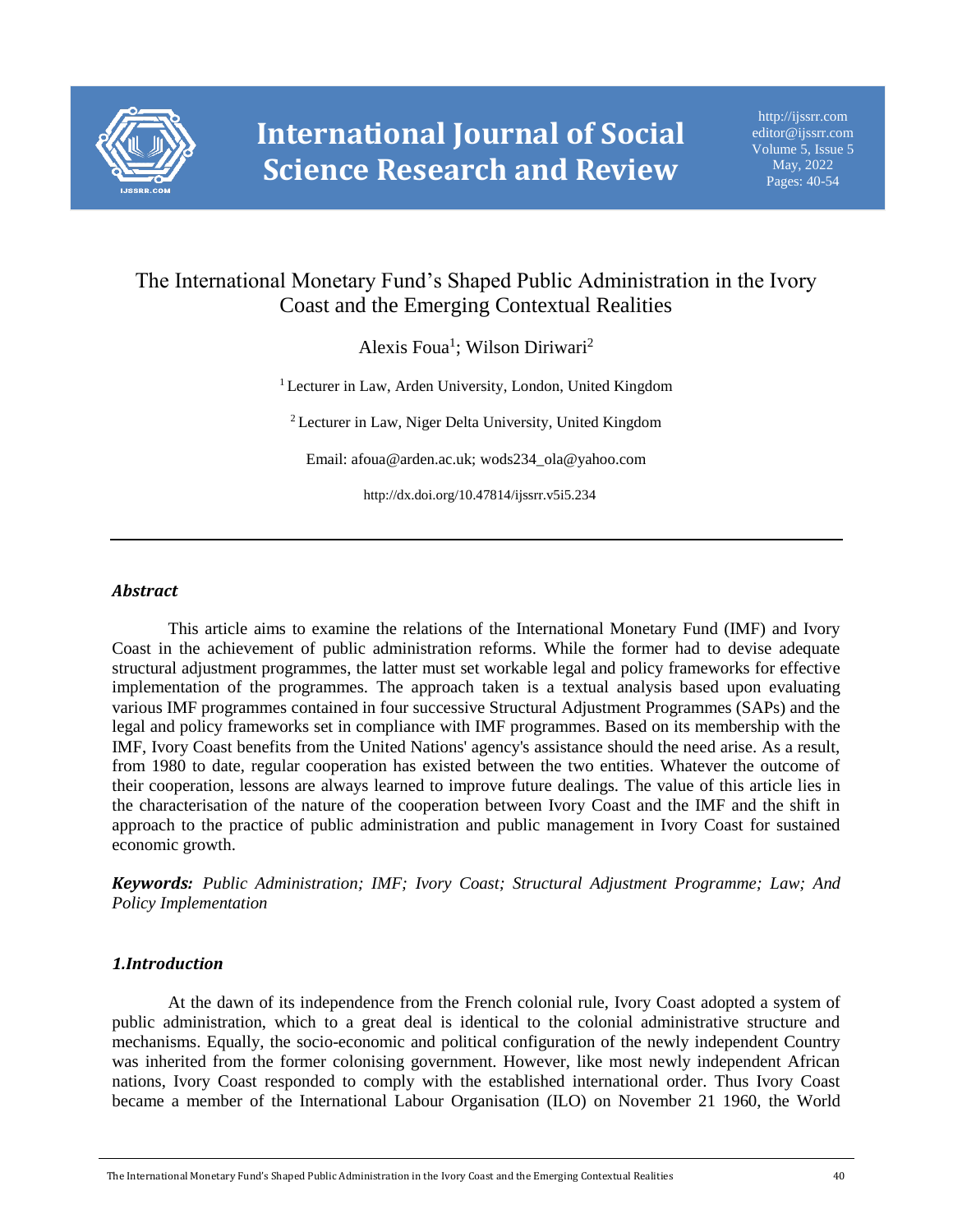# The International Monetary Fund's Shaped Public Administration in the Ivory Coast and the Emerging Contextual Realities

Alexis Foua[1]; Wilson Diriwari[2]

[1] Lecturer in Law, Arden University, London, United Kingdom

[2] Lecturer in Law, Niger Delta University, United Kingdom

Email: afoua@arden.ac.uk; wods234_ola@yahoo.com

http://dx.doi.org/10.47814/ijssrr.v5i5.234

---

## *Abstract*

This article aims to examine the relations of the International Monetary Fund (IMF) and Ivory Coast in the achievement of public administration reforms. While the former had to devise adequate structural adjustment programmes, the latter must set workable legal and policy frameworks for effective implementation of the programmes. The approach taken is a textual analysis based upon evaluating various IMF programmes contained in four successive Structural Adjustment Programmes (SAPs) and the legal and policy frameworks set in compliance with IMF programmes. Based on its membership with the IMF, Ivory Coast benefits from the United Nations' agency's assistance should the need arise. As a result, from 1980 to date, regular cooperation has existed between the two entities. Whatever the outcome of their cooperation, lessons are always learned to improve future dealings. The value of this article lies in the characterisation of the nature of the cooperation between Ivory Coast and the IMF and the shift in approach to the practice of public administration and public management in Ivory Coast for sustained economic growth.

***Keywords:*** *Public Administration; IMF; Ivory Coast; Structural Adjustment Programme; Law; And Policy Implementation*

## *1.Introduction*

At the dawn of its independence from the French colonial rule, Ivory Coast adopted a system of public administration, which to a great deal is identical to the colonial administrative structure and mechanisms. Equally, the socio-economic and political configuration of the newly independent Country was inherited from the former colonising government. However, like most newly independent African nations, Ivory Coast responded to comply with the established international order. Thus Ivory Coast became a member of the International Labour Organisation (ILO) on November 21 1960, the World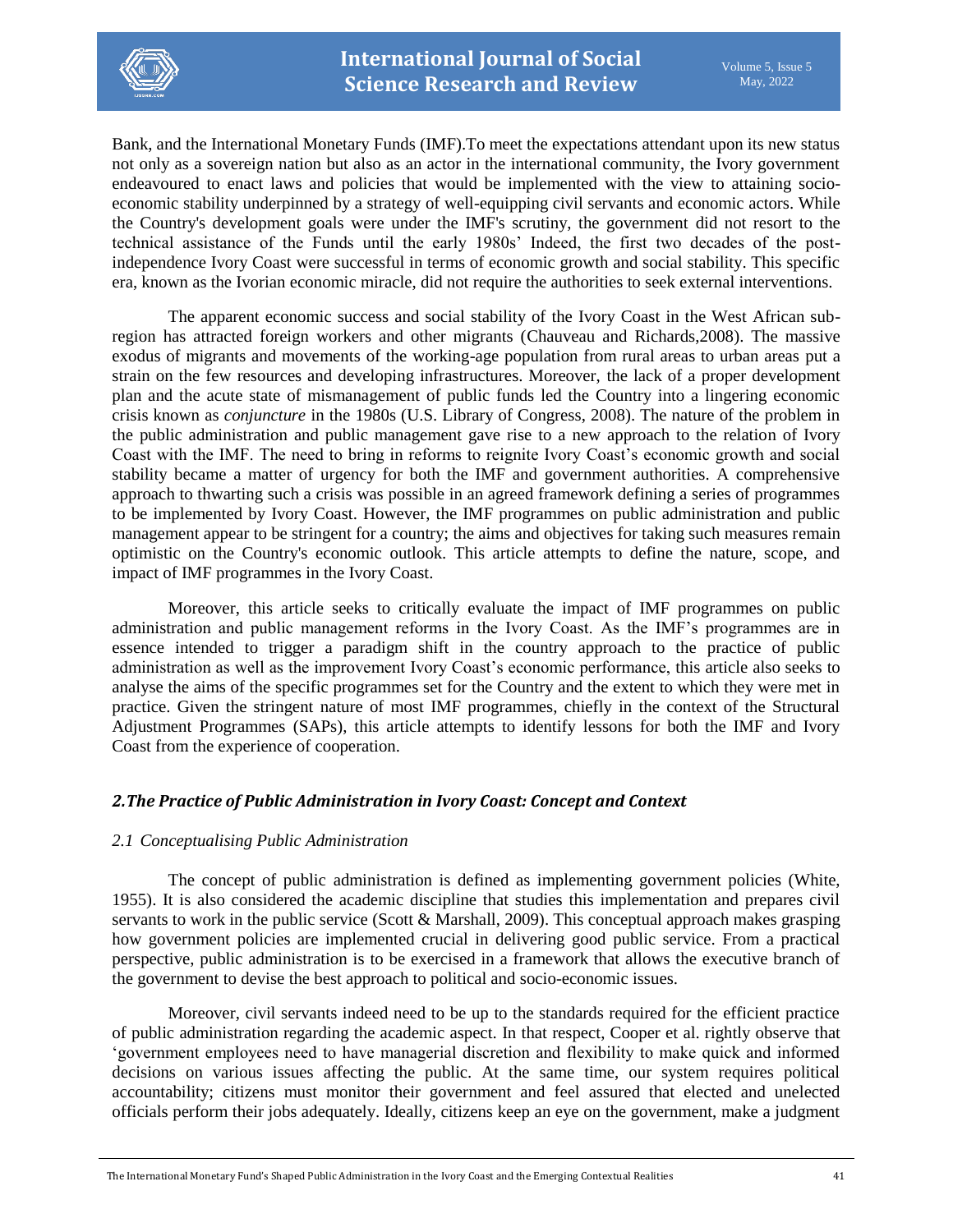Bank, and the International Monetary Funds (IMF).To meet the expectations attendant upon its new status not only as a sovereign nation but also as an actor in the international community, the Ivory government endeavoured to enact laws and policies that would be implemented with the view to attaining socio-economic stability underpinned by a strategy of well-equipping civil servants and economic actors. While the Country's development goals were under the IMF's scrutiny, the government did not resort to the technical assistance of the Funds until the early 1980s' Indeed, the first two decades of the post-independence Ivory Coast were successful in terms of economic growth and social stability. This specific era, known as the Ivorian economic miracle, did not require the authorities to seek external interventions.

The apparent economic success and social stability of the Ivory Coast in the West African sub-region has attracted foreign workers and other migrants (Chauveau and Richards,2008). The massive exodus of migrants and movements of the working-age population from rural areas to urban areas put a strain on the few resources and developing infrastructures. Moreover, the lack of a proper development plan and the acute state of mismanagement of public funds led the Country into a lingering economic crisis known as *conjuncture* in the 1980s (U.S. Library of Congress, 2008). The nature of the problem in the public administration and public management gave rise to a new approach to the relation of Ivory Coast with the IMF. The need to bring in reforms to reignite Ivory Coast's economic growth and social stability became a matter of urgency for both the IMF and government authorities. A comprehensive approach to thwarting such a crisis was possible in an agreed framework defining a series of programmes to be implemented by Ivory Coast. However, the IMF programmes on public administration and public management appear to be stringent for a country; the aims and objectives for taking such measures remain optimistic on the Country's economic outlook. This article attempts to define the nature, scope, and impact of IMF programmes in the Ivory Coast.

Moreover, this article seeks to critically evaluate the impact of IMF programmes on public administration and public management reforms in the Ivory Coast. As the IMF's programmes are in essence intended to trigger a paradigm shift in the country approach to the practice of public administration as well as the improvement Ivory Coast's economic performance, this article also seeks to analyse the aims of the specific programmes set for the Country and the extent to which they were met in practice. Given the stringent nature of most IMF programmes, chiefly in the context of the Structural Adjustment Programmes (SAPs), this article attempts to identify lessons for both the IMF and Ivory Coast from the experience of cooperation.

## *2.The Practice of Public Administration in Ivory Coast: Concept and Context*

### *2.1 Conceptualising Public Administration*

The concept of public administration is defined as implementing government policies (White, 1955). It is also considered the academic discipline that studies this implementation and prepares civil servants to work in the public service (Scott & Marshall, 2009). This conceptual approach makes grasping how government policies are implemented crucial in delivering good public service. From a practical perspective, public administration is to be exercised in a framework that allows the executive branch of the government to devise the best approach to political and socio-economic issues.

Moreover, civil servants indeed need to be up to the standards required for the efficient practice of public administration regarding the academic aspect. In that respect, Cooper et al. rightly observe that 'government employees need to have managerial discretion and flexibility to make quick and informed decisions on various issues affecting the public. At the same time, our system requires political accountability; citizens must monitor their government and feel assured that elected and unelected officials perform their jobs adequately. Ideally, citizens keep an eye on the government, make a judgment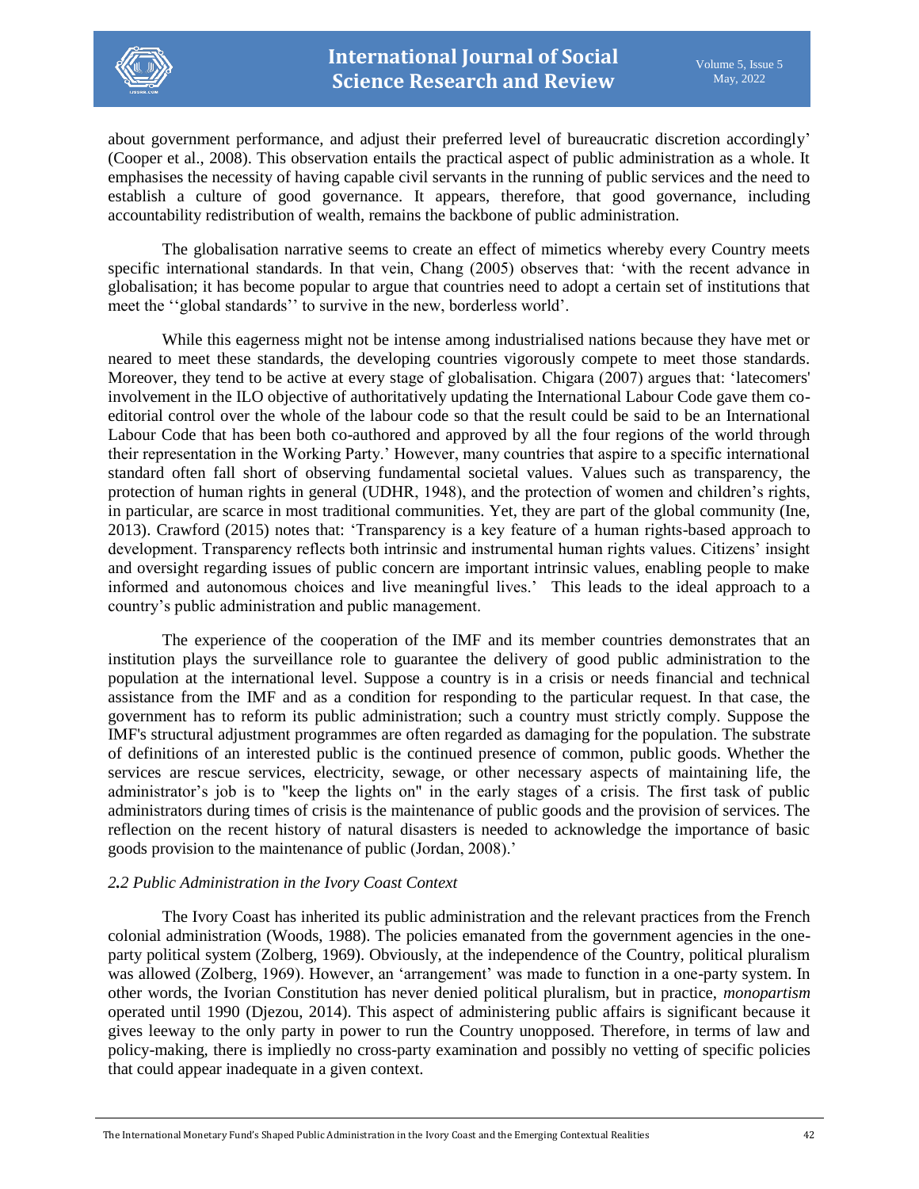about government performance, and adjust their preferred level of bureaucratic discretion accordingly' (Cooper et al., 2008). This observation entails the practical aspect of public administration as a whole. It emphasises the necessity of having capable civil servants in the running of public services and the need to establish a culture of good governance. It appears, therefore, that good governance, including accountability redistribution of wealth, remains the backbone of public administration.

The globalisation narrative seems to create an effect of mimetics whereby every Country meets specific international standards. In that vein, Chang (2005) observes that: 'with the recent advance in globalisation; it has become popular to argue that countries need to adopt a certain set of institutions that meet the ''global standards'' to survive in the new, borderless world'.

While this eagerness might not be intense among industrialised nations because they have met or neared to meet these standards, the developing countries vigorously compete to meet those standards. Moreover, they tend to be active at every stage of globalisation. Chigara (2007) argues that: 'latecomers' involvement in the ILO objective of authoritatively updating the International Labour Code gave them co-editorial control over the whole of the labour code so that the result could be said to be an International Labour Code that has been both co-authored and approved by all the four regions of the world through their representation in the Working Party.' However, many countries that aspire to a specific international standard often fall short of observing fundamental societal values. Values such as transparency, the protection of human rights in general (UDHR, 1948), and the protection of women and children's rights, in particular, are scarce in most traditional communities. Yet, they are part of the global community (Ine, 2013). Crawford (2015) notes that: 'Transparency is a key feature of a human rights-based approach to development. Transparency reflects both intrinsic and instrumental human rights values. Citizens' insight and oversight regarding issues of public concern are important intrinsic values, enabling people to make informed and autonomous choices and live meaningful lives.' This leads to the ideal approach to a country's public administration and public management.

The experience of the cooperation of the IMF and its member countries demonstrates that an institution plays the surveillance role to guarantee the delivery of good public administration to the population at the international level. Suppose a country is in a crisis or needs financial and technical assistance from the IMF and as a condition for responding to the particular request. In that case, the government has to reform its public administration; such a country must strictly comply. Suppose the IMF's structural adjustment programmes are often regarded as damaging for the population. The substrate of definitions of an interested public is the continued presence of common, public goods. Whether the services are rescue services, electricity, sewage, or other necessary aspects of maintaining life, the administrator's job is to "keep the lights on" in the early stages of a crisis. The first task of public administrators during times of crisis is the maintenance of public goods and the provision of services. The reflection on the recent history of natural disasters is needed to acknowledge the importance of basic goods provision to the maintenance of public (Jordan, 2008).'

### *2.2 Public Administration in the Ivory Coast Context*

The Ivory Coast has inherited its public administration and the relevant practices from the French colonial administration (Woods, 1988). The policies emanated from the government agencies in the one-party political system (Zolberg, 1969). Obviously, at the independence of the Country, political pluralism was allowed (Zolberg, 1969). However, an 'arrangement' was made to function in a one-party system. In other words, the Ivorian Constitution has never denied political pluralism, but in practice, *monopartism* operated until 1990 (Djezou, 2014). This aspect of administering public affairs is significant because it gives leeway to the only party in power to run the Country unopposed. Therefore, in terms of law and policy-making, there is impliedly no cross-party examination and possibly no vetting of specific policies that could appear inadequate in a given context.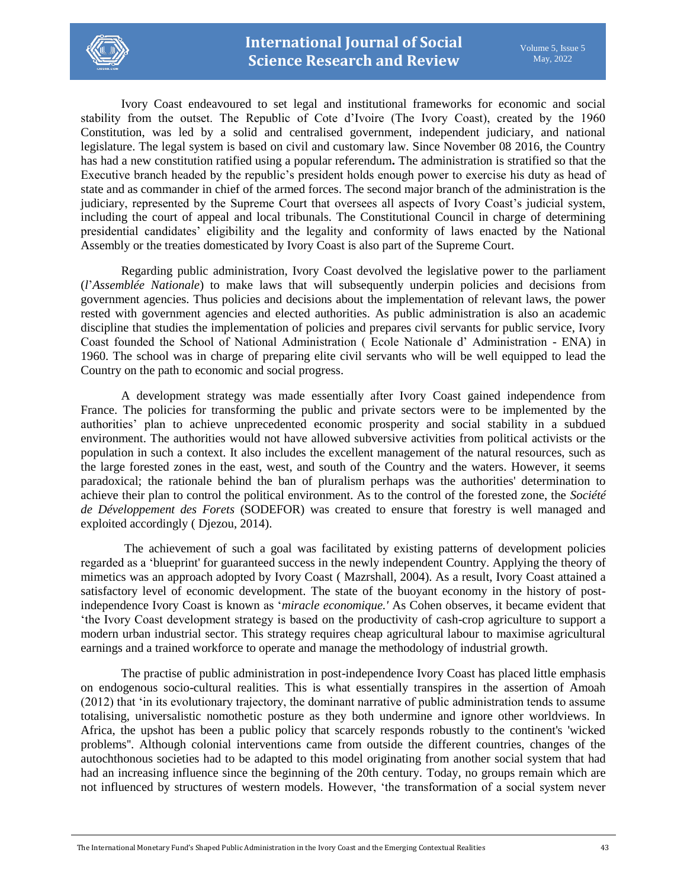Ivory Coast endeavoured to set legal and institutional frameworks for economic and social stability from the outset. The Republic of Cote d'Ivoire (The Ivory Coast), created by the 1960 Constitution, was led by a solid and centralised government, independent judiciary, and national legislature. The legal system is based on civil and customary law. Since November 08 2016, the Country has had a new constitution ratified using a popular referendum**.** The administration is stratified so that the Executive branch headed by the republic's president holds enough power to exercise his duty as head of state and as commander in chief of the armed forces. The second major branch of the administration is the judiciary, represented by the Supreme Court that oversees all aspects of Ivory Coast's judicial system, including the court of appeal and local tribunals. The Constitutional Council in charge of determining presidential candidates' eligibility and the legality and conformity of laws enacted by the National Assembly or the treaties domesticated by Ivory Coast is also part of the Supreme Court.

Regarding public administration, Ivory Coast devolved the legislative power to the parliament (*l'Assemblée Nationale*) to make laws that will subsequently underpin policies and decisions from government agencies. Thus policies and decisions about the implementation of relevant laws, the power rested with government agencies and elected authorities. As public administration is also an academic discipline that studies the implementation of policies and prepares civil servants for public service, Ivory Coast founded the School of National Administration ( Ecole Nationale d' Administration - ENA) in 1960. The school was in charge of preparing elite civil servants who will be well equipped to lead the Country on the path to economic and social progress.

A development strategy was made essentially after Ivory Coast gained independence from France. The policies for transforming the public and private sectors were to be implemented by the authorities' plan to achieve unprecedented economic prosperity and social stability in a subdued environment. The authorities would not have allowed subversive activities from political activists or the population in such a context. It also includes the excellent management of the natural resources, such as the large forested zones in the east, west, and south of the Country and the waters. However, it seems paradoxical; the rationale behind the ban of pluralism perhaps was the authorities' determination to achieve their plan to control the political environment. As to the control of the forested zone, the *Société de Développement des Forets* (SODEFOR) was created to ensure that forestry is well managed and exploited accordingly ( Djezou, 2014).

The achievement of such a goal was facilitated by existing patterns of development policies regarded as a 'blueprint' for guaranteed success in the newly independent Country. Applying the theory of mimetics was an approach adopted by Ivory Coast ( Mazrshall, 2004). As a result, Ivory Coast attained a satisfactory level of economic development. The state of the buoyant economy in the history of post-independence Ivory Coast is known as '*miracle economique.'* As Cohen observes, it became evident that 'the Ivory Coast development strategy is based on the productivity of cash-crop agriculture to support a modern urban industrial sector. This strategy requires cheap agricultural labour to maximise agricultural earnings and a trained workforce to operate and manage the methodology of industrial growth.

The practise of public administration in post-independence Ivory Coast has placed little emphasis on endogenous socio-cultural realities. This is what essentially transpires in the assertion of Amoah (2012) that 'in its evolutionary trajectory, the dominant narrative of public administration tends to assume totalising, universalistic nomothetic posture as they both undermine and ignore other worldviews. In Africa, the upshot has been a public policy that scarcely responds robustly to the continent's 'wicked problems''. Although colonial interventions came from outside the different countries, changes of the autochthonous societies had to be adapted to this model originating from another social system that had had an increasing influence since the beginning of the 20th century. Today, no groups remain which are not influenced by structures of western models. However, 'the transformation of a social system never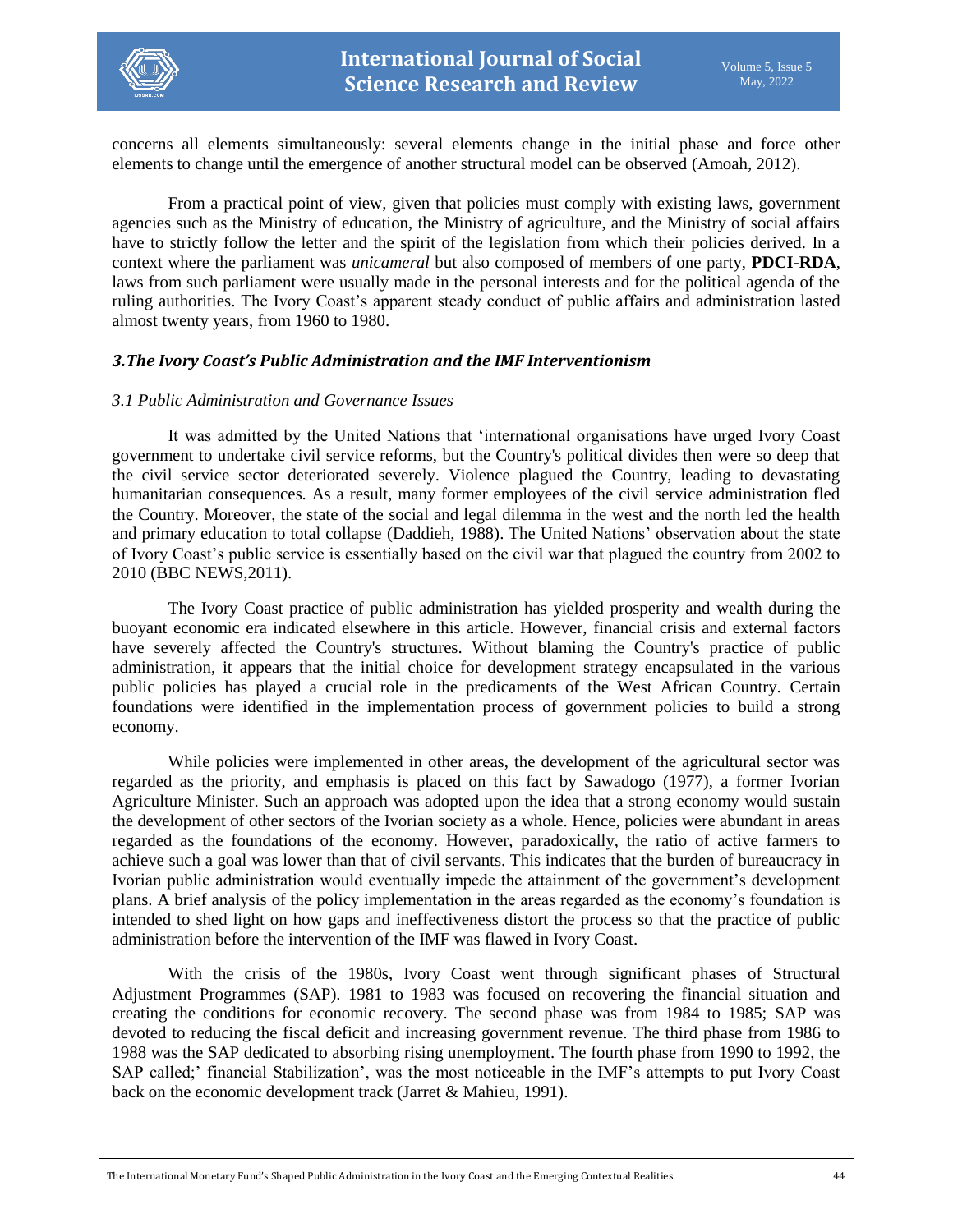concerns all elements simultaneously: several elements change in the initial phase and force other elements to change until the emergence of another structural model can be observed (Amoah, 2012).

From a practical point of view, given that policies must comply with existing laws, government agencies such as the Ministry of education, the Ministry of agriculture, and the Ministry of social affairs have to strictly follow the letter and the spirit of the legislation from which their policies derived. In a context where the parliament was *unicameral* but also composed of members of one party, **PDCI-RDA**, laws from such parliament were usually made in the personal interests and for the political agenda of the ruling authorities. The Ivory Coast's apparent steady conduct of public affairs and administration lasted almost twenty years, from 1960 to 1980.

## *3.The Ivory Coast's Public Administration and the IMF Interventionism*

### *3.1 Public Administration and Governance Issues*

It was admitted by the United Nations that 'international organisations have urged Ivory Coast government to undertake civil service reforms, but the Country's political divides then were so deep that the civil service sector deteriorated severely. Violence plagued the Country, leading to devastating humanitarian consequences. As a result, many former employees of the civil service administration fled the Country. Moreover, the state of the social and legal dilemma in the west and the north led the health and primary education to total collapse (Daddieh, 1988). The United Nations' observation about the state of Ivory Coast's public service is essentially based on the civil war that plagued the country from 2002 to 2010 (BBC NEWS,2011).

The Ivory Coast practice of public administration has yielded prosperity and wealth during the buoyant economic era indicated elsewhere in this article. However, financial crisis and external factors have severely affected the Country's structures. Without blaming the Country's practice of public administration, it appears that the initial choice for development strategy encapsulated in the various public policies has played a crucial role in the predicaments of the West African Country. Certain foundations were identified in the implementation process of government policies to build a strong economy.

While policies were implemented in other areas, the development of the agricultural sector was regarded as the priority, and emphasis is placed on this fact by Sawadogo (1977), a former Ivorian Agriculture Minister. Such an approach was adopted upon the idea that a strong economy would sustain the development of other sectors of the Ivorian society as a whole. Hence, policies were abundant in areas regarded as the foundations of the economy. However, paradoxically, the ratio of active farmers to achieve such a goal was lower than that of civil servants. This indicates that the burden of bureaucracy in Ivorian public administration would eventually impede the attainment of the government's development plans. A brief analysis of the policy implementation in the areas regarded as the economy's foundation is intended to shed light on how gaps and ineffectiveness distort the process so that the practice of public administration before the intervention of the IMF was flawed in Ivory Coast.

With the crisis of the 1980s, Ivory Coast went through significant phases of Structural Adjustment Programmes (SAP). 1981 to 1983 was focused on recovering the financial situation and creating the conditions for economic recovery. The second phase was from 1984 to 1985; SAP was devoted to reducing the fiscal deficit and increasing government revenue. The third phase from 1986 to 1988 was the SAP dedicated to absorbing rising unemployment. The fourth phase from 1990 to 1992, the SAP called;' financial Stabilization', was the most noticeable in the IMF's attempts to put Ivory Coast back on the economic development track (Jarret & Mahieu, 1991).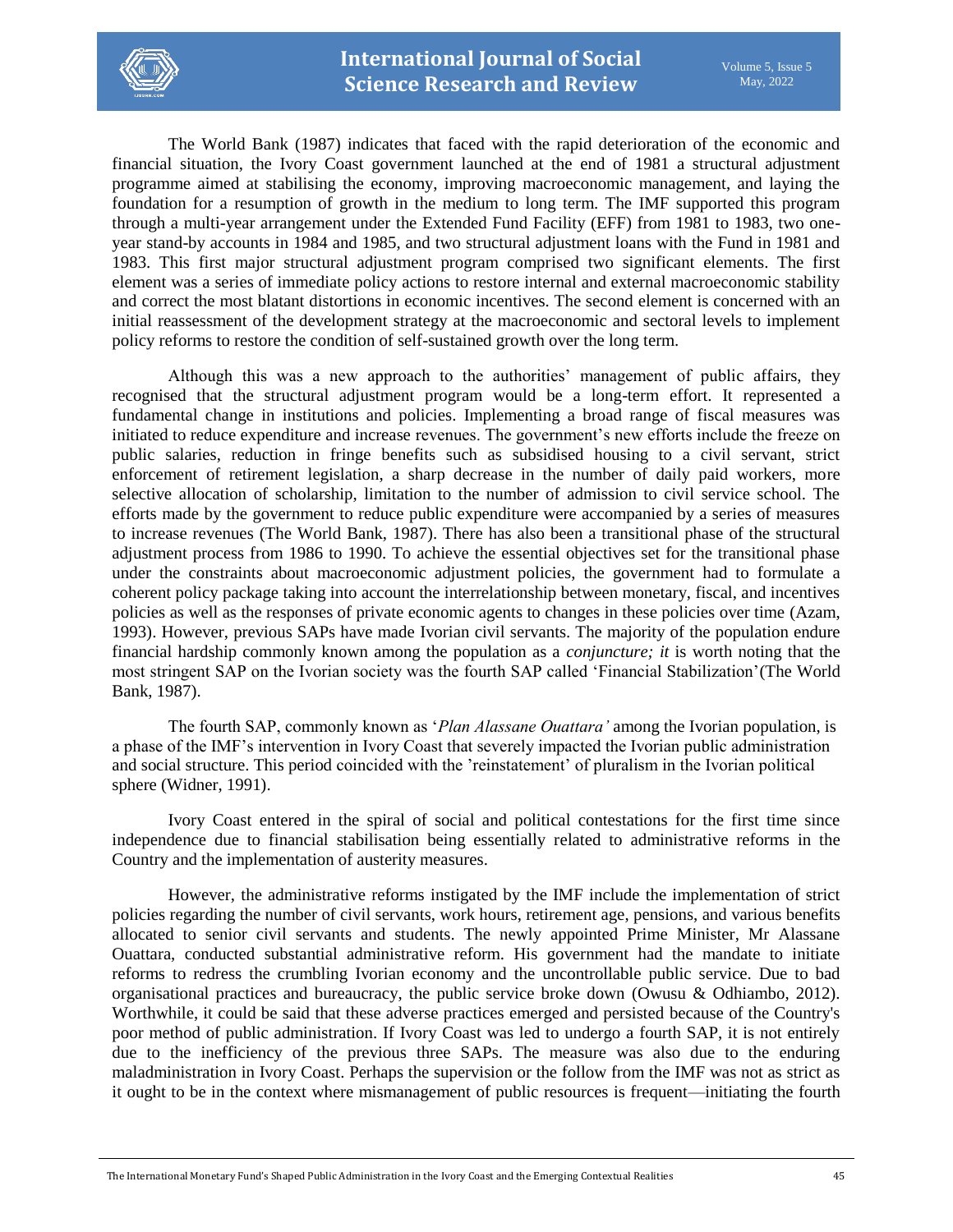The World Bank (1987) indicates that faced with the rapid deterioration of the economic and financial situation, the Ivory Coast government launched at the end of 1981 a structural adjustment programme aimed at stabilising the economy, improving macroeconomic management, and laying the foundation for a resumption of growth in the medium to long term. The IMF supported this program through a multi-year arrangement under the Extended Fund Facility (EFF) from 1981 to 1983, two one-year stand-by accounts in 1984 and 1985, and two structural adjustment loans with the Fund in 1981 and 1983. This first major structural adjustment program comprised two significant elements. The first element was a series of immediate policy actions to restore internal and external macroeconomic stability and correct the most blatant distortions in economic incentives. The second element is concerned with an initial reassessment of the development strategy at the macroeconomic and sectoral levels to implement policy reforms to restore the condition of self-sustained growth over the long term.

Although this was a new approach to the authorities' management of public affairs, they recognised that the structural adjustment program would be a long-term effort. It represented a fundamental change in institutions and policies. Implementing a broad range of fiscal measures was initiated to reduce expenditure and increase revenues. The government's new efforts include the freeze on public salaries, reduction in fringe benefits such as subsidised housing to a civil servant, strict enforcement of retirement legislation, a sharp decrease in the number of daily paid workers, more selective allocation of scholarship, limitation to the number of admission to civil service school. The efforts made by the government to reduce public expenditure were accompanied by a series of measures to increase revenues (The World Bank, 1987). There has also been a transitional phase of the structural adjustment process from 1986 to 1990. To achieve the essential objectives set for the transitional phase under the constraints about macroeconomic adjustment policies, the government had to formulate a coherent policy package taking into account the interrelationship between monetary, fiscal, and incentives policies as well as the responses of private economic agents to changes in these policies over time (Azam, 1993). However, previous SAPs have made Ivorian civil servants. The majority of the population endure financial hardship commonly known among the population as a *conjuncture; it* is worth noting that the most stringent SAP on the Ivorian society was the fourth SAP called 'Financial Stabilization'(The World Bank, 1987).

The fourth SAP, commonly known as '*Plan Alassane Ouattara'* among the Ivorian population, is a phase of the IMF's intervention in Ivory Coast that severely impacted the Ivorian public administration and social structure. This period coincided with the 'reinstatement' of pluralism in the Ivorian political sphere (Widner, 1991).

Ivory Coast entered in the spiral of social and political contestations for the first time since independence due to financial stabilisation being essentially related to administrative reforms in the Country and the implementation of austerity measures.

However, the administrative reforms instigated by the IMF include the implementation of strict policies regarding the number of civil servants, work hours, retirement age, pensions, and various benefits allocated to senior civil servants and students. The newly appointed Prime Minister, Mr Alassane Ouattara, conducted substantial administrative reform. His government had the mandate to initiate reforms to redress the crumbling Ivorian economy and the uncontrollable public service. Due to bad organisational practices and bureaucracy, the public service broke down (Owusu & Odhiambo, 2012). Worthwhile, it could be said that these adverse practices emerged and persisted because of the Country's poor method of public administration. If Ivory Coast was led to undergo a fourth SAP, it is not entirely due to the inefficiency of the previous three SAPs. The measure was also due to the enduring maladministration in Ivory Coast. Perhaps the supervision or the follow from the IMF was not as strict as it ought to be in the context where mismanagement of public resources is frequent—initiating the fourth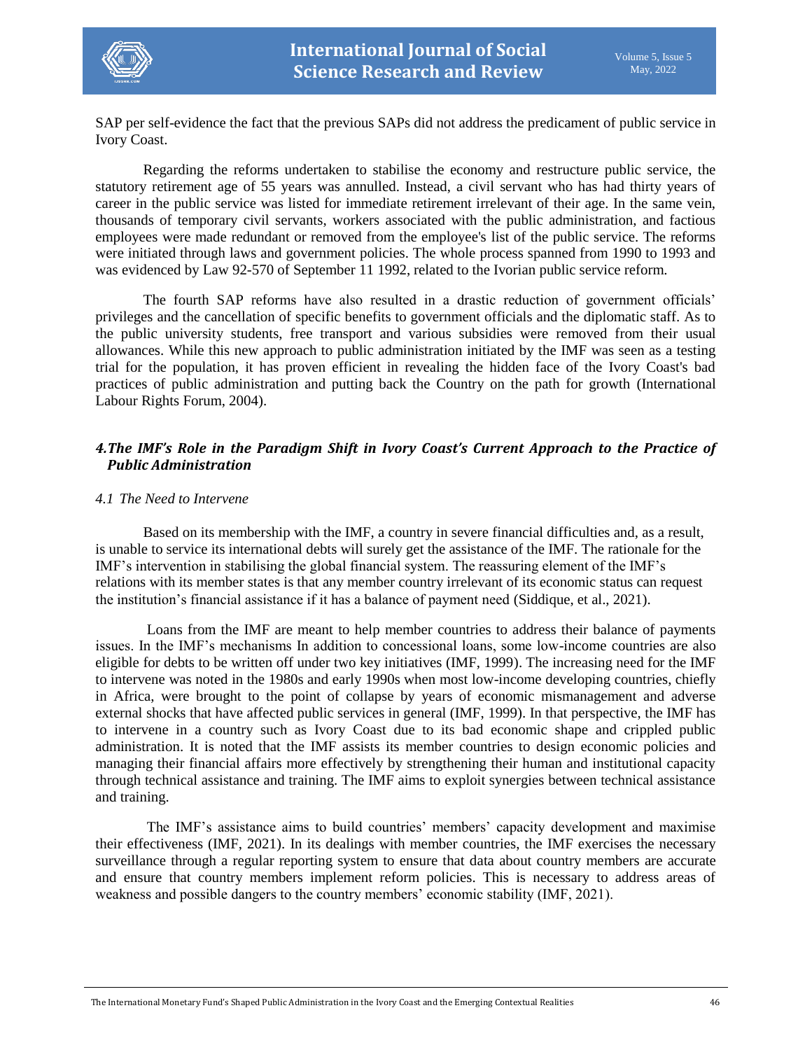SAP per self-evidence the fact that the previous SAPs did not address the predicament of public service in Ivory Coast.

Regarding the reforms undertaken to stabilise the economy and restructure public service, the statutory retirement age of 55 years was annulled. Instead, a civil servant who has had thirty years of career in the public service was listed for immediate retirement irrelevant of their age. In the same vein, thousands of temporary civil servants, workers associated with the public administration, and factious employees were made redundant or removed from the employee's list of the public service. The reforms were initiated through laws and government policies. The whole process spanned from 1990 to 1993 and was evidenced by Law 92-570 of September 11 1992, related to the Ivorian public service reform.

The fourth SAP reforms have also resulted in a drastic reduction of government officials' privileges and the cancellation of specific benefits to government officials and the diplomatic staff. As to the public university students, free transport and various subsidies were removed from their usual allowances. While this new approach to public administration initiated by the IMF was seen as a testing trial for the population, it has proven efficient in revealing the hidden face of the Ivory Coast's bad practices of public administration and putting back the Country on the path for growth (International Labour Rights Forum, 2004).

## *4.The IMF's Role in the Paradigm Shift in Ivory Coast's Current Approach to the Practice of Public Administration*

### *4.1 The Need to Intervene*

Based on its membership with the IMF, a country in severe financial difficulties and, as a result, is unable to service its international debts will surely get the assistance of the IMF. The rationale for the IMF's intervention in stabilising the global financial system. The reassuring element of the IMF's relations with its member states is that any member country irrelevant of its economic status can request the institution's financial assistance if it has a balance of payment need (Siddique, et al., 2021).

Loans from the IMF are meant to help member countries to address their balance of payments issues. In the IMF's mechanisms In addition to concessional loans, some low-income countries are also eligible for debts to be written off under two key initiatives (IMF, 1999). The increasing need for the IMF to intervene was noted in the 1980s and early 1990s when most low-income developing countries, chiefly in Africa, were brought to the point of collapse by years of economic mismanagement and adverse external shocks that have affected public services in general (IMF, 1999). In that perspective, the IMF has to intervene in a country such as Ivory Coast due to its bad economic shape and crippled public administration. It is noted that the IMF assists its member countries to design economic policies and managing their financial affairs more effectively by strengthening their human and institutional capacity through technical assistance and training. The IMF aims to exploit synergies between technical assistance and training.

The IMF's assistance aims to build countries' members' capacity development and maximise their effectiveness (IMF, 2021). In its dealings with member countries, the IMF exercises the necessary surveillance through a regular reporting system to ensure that data about country members are accurate and ensure that country members implement reform policies. This is necessary to address areas of weakness and possible dangers to the country members' economic stability (IMF, 2021).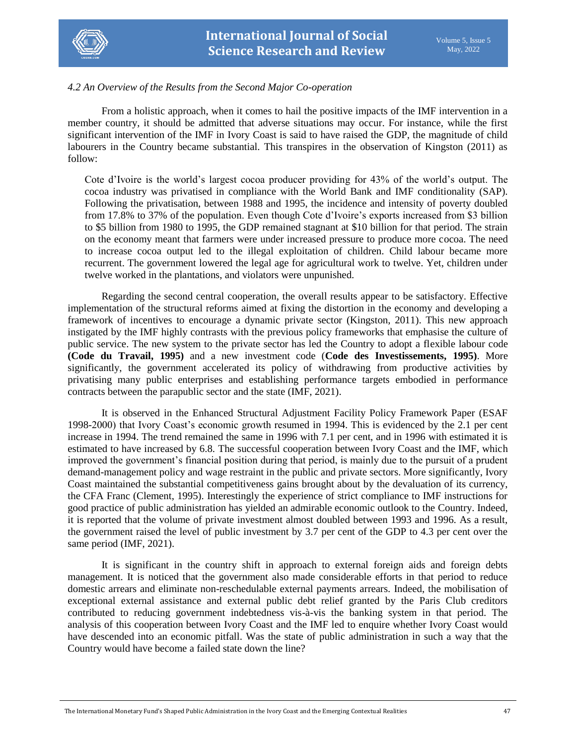*4.2 An Overview of the Results from the Second Major Co-operation*

From a holistic approach, when it comes to hail the positive impacts of the IMF intervention in a member country, it should be admitted that adverse situations may occur. For instance, while the first significant intervention of the IMF in Ivory Coast is said to have raised the GDP, the magnitude of child labourers in the Country became substantial. This transpires in the observation of Kingston (2011) as follow:

> Cote d'Ivoire is the world's largest cocoa producer providing for 43% of the world's output. The cocoa industry was privatised in compliance with the World Bank and IMF conditionality (SAP). Following the privatisation, between 1988 and 1995, the incidence and intensity of poverty doubled from 17.8% to 37% of the population. Even though Cote d'Ivoire's exports increased from $3 billion to $5 billion from 1980 to 1995, the GDP remained stagnant at $10 billion for that period. The strain on the economy meant that farmers were under increased pressure to produce more cocoa. The need to increase cocoa output led to the illegal exploitation of children. Child labour became more recurrent. The government lowered the legal age for agricultural work to twelve. Yet, children under twelve worked in the plantations, and violators were unpunished.

Regarding the second central cooperation, the overall results appear to be satisfactory. Effective implementation of the structural reforms aimed at fixing the distortion in the economy and developing a framework of incentives to encourage a dynamic private sector (Kingston, 2011). This new approach instigated by the IMF highly contrasts with the previous policy frameworks that emphasise the culture of public service. The new system to the private sector has led the Country to adopt a flexible labour code **(Code du Travail, 1995)** and a new investment code (**Code des Investissements, 1995)**. More significantly, the government accelerated its policy of withdrawing from productive activities by privatising many public enterprises and establishing performance targets embodied in performance contracts between the parapublic sector and the state (IMF, 2021).

It is observed in the Enhanced Structural Adjustment Facility Policy Framework Paper (ESAF 1998-2000) that Ivory Coast's economic growth resumed in 1994. This is evidenced by the 2.1 per cent increase in 1994. The trend remained the same in 1996 with 7.1 per cent, and in 1996 with estimated it is estimated to have increased by 6.8. The successful cooperation between Ivory Coast and the IMF, which improved the government's financial position during that period, is mainly due to the pursuit of a prudent demand-management policy and wage restraint in the public and private sectors. More significantly, Ivory Coast maintained the substantial competitiveness gains brought about by the devaluation of its currency, the CFA Franc (Clement, 1995). Interestingly the experience of strict compliance to IMF instructions for good practice of public administration has yielded an admirable economic outlook to the Country. Indeed, it is reported that the volume of private investment almost doubled between 1993 and 1996. As a result, the government raised the level of public investment by 3.7 per cent of the GDP to 4.3 per cent over the same period (IMF, 2021).

It is significant in the country shift in approach to external foreign aids and foreign debts management. It is noticed that the government also made considerable efforts in that period to reduce domestic arrears and eliminate non-reschedulable external payments arrears. Indeed, the mobilisation of exceptional external assistance and external public debt relief granted by the Paris Club creditors contributed to reducing government indebtedness vis-à-vis the banking system in that period. The analysis of this cooperation between Ivory Coast and the IMF led to enquire whether Ivory Coast would have descended into an economic pitfall. Was the state of public administration in such a way that the Country would have become a failed state down the line?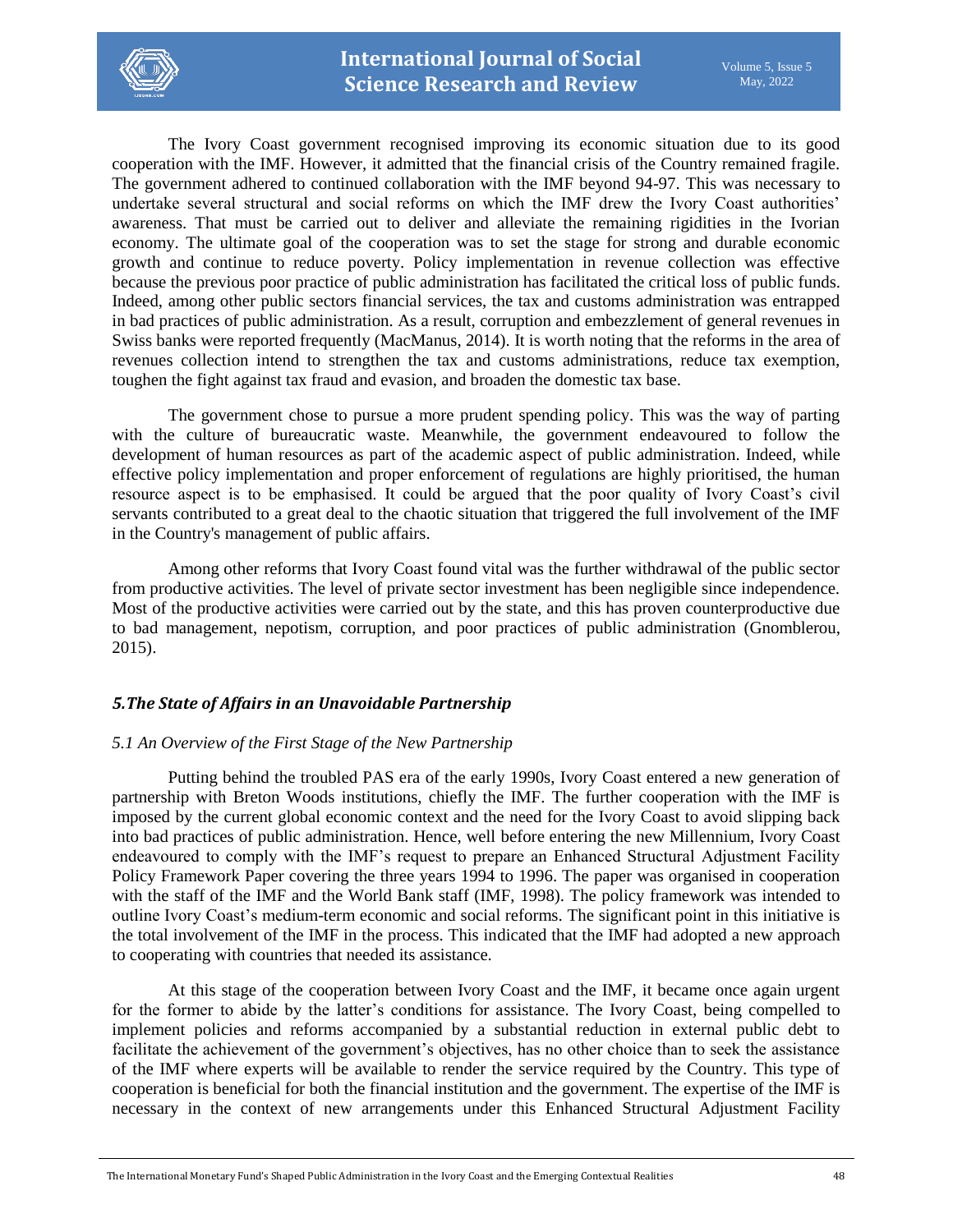The Ivory Coast government recognised improving its economic situation due to its good cooperation with the IMF. However, it admitted that the financial crisis of the Country remained fragile. The government adhered to continued collaboration with the IMF beyond 94-97. This was necessary to undertake several structural and social reforms on which the IMF drew the Ivory Coast authorities' awareness. That must be carried out to deliver and alleviate the remaining rigidities in the Ivorian economy. The ultimate goal of the cooperation was to set the stage for strong and durable economic growth and continue to reduce poverty. Policy implementation in revenue collection was effective because the previous poor practice of public administration has facilitated the critical loss of public funds. Indeed, among other public sectors financial services, the tax and customs administration was entrapped in bad practices of public administration. As a result, corruption and embezzlement of general revenues in Swiss banks were reported frequently (MacManus, 2014). It is worth noting that the reforms in the area of revenues collection intend to strengthen the tax and customs administrations, reduce tax exemption, toughen the fight against tax fraud and evasion, and broaden the domestic tax base.

The government chose to pursue a more prudent spending policy. This was the way of parting with the culture of bureaucratic waste. Meanwhile, the government endeavoured to follow the development of human resources as part of the academic aspect of public administration. Indeed, while effective policy implementation and proper enforcement of regulations are highly prioritised, the human resource aspect is to be emphasised. It could be argued that the poor quality of Ivory Coast's civil servants contributed to a great deal to the chaotic situation that triggered the full involvement of the IMF in the Country's management of public affairs.

Among other reforms that Ivory Coast found vital was the further withdrawal of the public sector from productive activities. The level of private sector investment has been negligible since independence. Most of the productive activities were carried out by the state, and this has proven counterproductive due to bad management, nepotism, corruption, and poor practices of public administration (Gnomblerou, 2015).

## *5.The State of Affairs in an Unavoidable Partnership*

### *5.1 An Overview of the First Stage of the New Partnership*

Putting behind the troubled PAS era of the early 1990s, Ivory Coast entered a new generation of partnership with Breton Woods institutions, chiefly the IMF. The further cooperation with the IMF is imposed by the current global economic context and the need for the Ivory Coast to avoid slipping back into bad practices of public administration. Hence, well before entering the new Millennium, Ivory Coast endeavoured to comply with the IMF's request to prepare an Enhanced Structural Adjustment Facility Policy Framework Paper covering the three years 1994 to 1996. The paper was organised in cooperation with the staff of the IMF and the World Bank staff (IMF, 1998). The policy framework was intended to outline Ivory Coast's medium-term economic and social reforms. The significant point in this initiative is the total involvement of the IMF in the process. This indicated that the IMF had adopted a new approach to cooperating with countries that needed its assistance.

At this stage of the cooperation between Ivory Coast and the IMF, it became once again urgent for the former to abide by the latter's conditions for assistance. The Ivory Coast, being compelled to implement policies and reforms accompanied by a substantial reduction in external public debt to facilitate the achievement of the government's objectives, has no other choice than to seek the assistance of the IMF where experts will be available to render the service required by the Country. This type of cooperation is beneficial for both the financial institution and the government. The expertise of the IMF is necessary in the context of new arrangements under this Enhanced Structural Adjustment Facility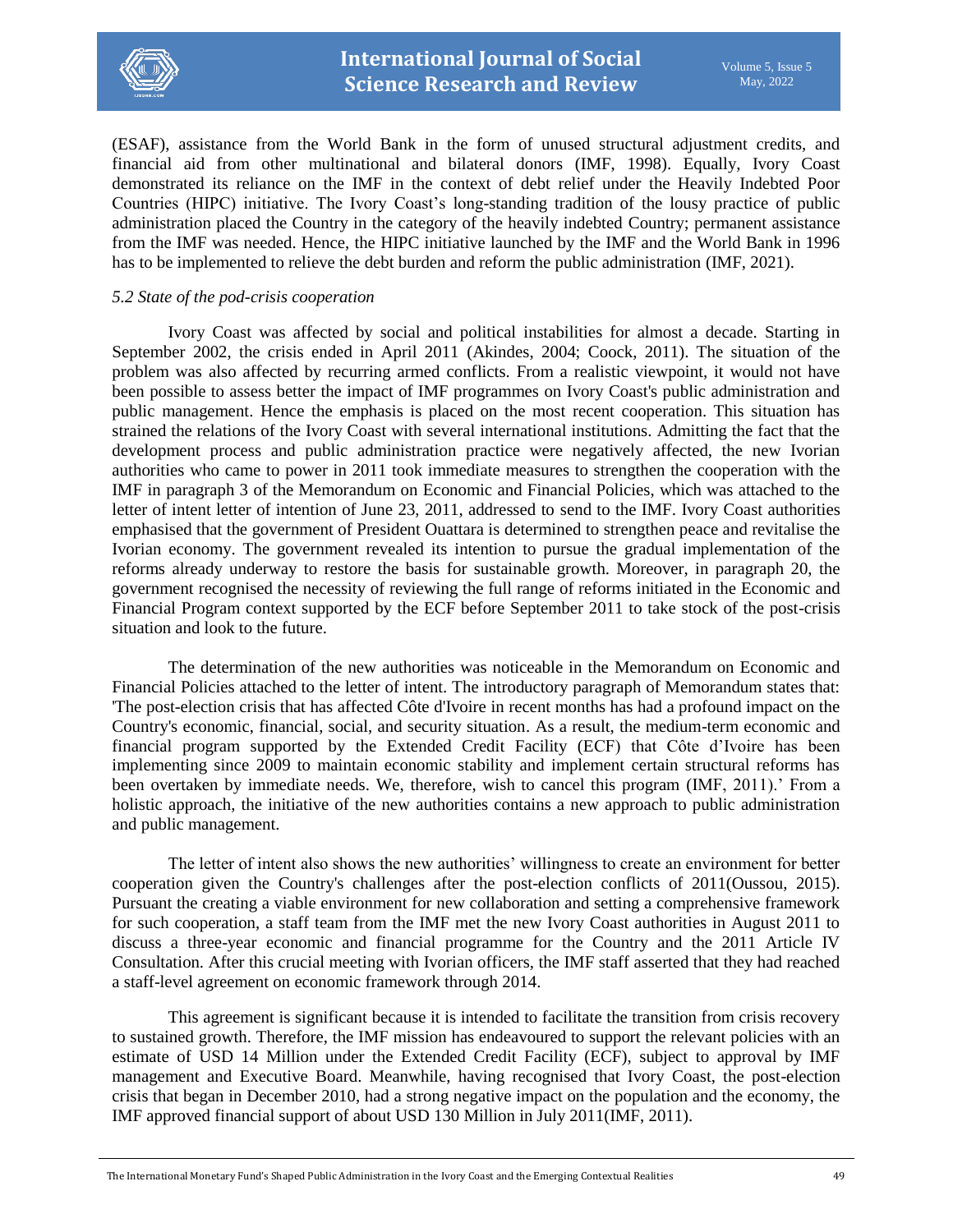(ESAF), assistance from the World Bank in the form of unused structural adjustment credits, and financial aid from other multinational and bilateral donors (IMF, 1998). Equally, Ivory Coast demonstrated its reliance on the IMF in the context of debt relief under the Heavily Indebted Poor Countries (HIPC) initiative. The Ivory Coast's long-standing tradition of the lousy practice of public administration placed the Country in the category of the heavily indebted Country; permanent assistance from the IMF was needed. Hence, the HIPC initiative launched by the IMF and the World Bank in 1996 has to be implemented to relieve the debt burden and reform the public administration (IMF, 2021).

### *5.2 State of the pod-crisis cooperation*

Ivory Coast was affected by social and political instabilities for almost a decade. Starting in September 2002, the crisis ended in April 2011 (Akindes, 2004; Coock, 2011). The situation of the problem was also affected by recurring armed conflicts. From a realistic viewpoint, it would not have been possible to assess better the impact of IMF programmes on Ivory Coast's public administration and public management. Hence the emphasis is placed on the most recent cooperation. This situation has strained the relations of the Ivory Coast with several international institutions. Admitting the fact that the development process and public administration practice were negatively affected, the new Ivorian authorities who came to power in 2011 took immediate measures to strengthen the cooperation with the IMF in paragraph 3 of the Memorandum on Economic and Financial Policies, which was attached to the letter of intent letter of intention of June 23, 2011, addressed to send to the IMF. Ivory Coast authorities emphasised that the government of President Ouattara is determined to strengthen peace and revitalise the Ivorian economy. The government revealed its intention to pursue the gradual implementation of the reforms already underway to restore the basis for sustainable growth. Moreover, in paragraph 20, the government recognised the necessity of reviewing the full range of reforms initiated in the Economic and Financial Program context supported by the ECF before September 2011 to take stock of the post-crisis situation and look to the future.

The determination of the new authorities was noticeable in the Memorandum on Economic and Financial Policies attached to the letter of intent. The introductory paragraph of Memorandum states that: 'The post-election crisis that has affected Côte d'Ivoire in recent months has had a profound impact on the Country's economic, financial, social, and security situation. As a result, the medium-term economic and financial program supported by the Extended Credit Facility (ECF) that Côte d'Ivoire has been implementing since 2009 to maintain economic stability and implement certain structural reforms has been overtaken by immediate needs. We, therefore, wish to cancel this program (IMF, 2011).' From a holistic approach, the initiative of the new authorities contains a new approach to public administration and public management.

The letter of intent also shows the new authorities' willingness to create an environment for better cooperation given the Country's challenges after the post-election conflicts of 2011(Oussou, 2015). Pursuant the creating a viable environment for new collaboration and setting a comprehensive framework for such cooperation, a staff team from the IMF met the new Ivory Coast authorities in August 2011 to discuss a three-year economic and financial programme for the Country and the 2011 Article IV Consultation. After this crucial meeting with Ivorian officers, the IMF staff asserted that they had reached a staff-level agreement on economic framework through 2014.

This agreement is significant because it is intended to facilitate the transition from crisis recovery to sustained growth. Therefore, the IMF mission has endeavoured to support the relevant policies with an estimate of USD 14 Million under the Extended Credit Facility (ECF), subject to approval by IMF management and Executive Board. Meanwhile, having recognised that Ivory Coast, the post-election crisis that began in December 2010, had a strong negative impact on the population and the economy, the IMF approved financial support of about USD 130 Million in July 2011(IMF, 2011).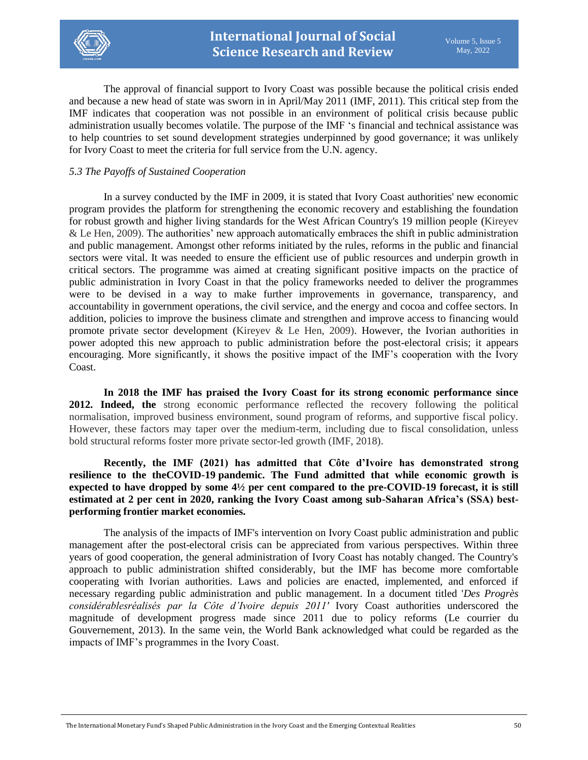The approval of financial support to Ivory Coast was possible because the political crisis ended and because a new head of state was sworn in in April/May 2011 (IMF, 2011). This critical step from the IMF indicates that cooperation was not possible in an environment of political crisis because public administration usually becomes volatile. The purpose of the IMF 's financial and technical assistance was to help countries to set sound development strategies underpinned by good governance; it was unlikely for Ivory Coast to meet the criteria for full service from the U.N. agency.

### *5.3 The Payoffs of Sustained Cooperation*

In a survey conducted by the IMF in 2009, it is stated that Ivory Coast authorities' new economic program provides the platform for strengthening the economic recovery and establishing the foundation for robust growth and higher living standards for the West African Country's 19 million people (Kireyev & Le Hen, 2009). The authorities' new approach automatically embraces the shift in public administration and public management. Amongst other reforms initiated by the rules, reforms in the public and financial sectors were vital. It was needed to ensure the efficient use of public resources and underpin growth in critical sectors. The programme was aimed at creating significant positive impacts on the practice of public administration in Ivory Coast in that the policy frameworks needed to deliver the programmes were to be devised in a way to make further improvements in governance, transparency, and accountability in government operations, the civil service, and the energy and cocoa and coffee sectors. In addition, policies to improve the business climate and strengthen and improve access to financing would promote private sector development (Kireyev & Le Hen, 2009). However, the Ivorian authorities in power adopted this new approach to public administration before the post-electoral crisis; it appears encouraging. More significantly, it shows the positive impact of the IMF's cooperation with the Ivory Coast.

**In 2018 the IMF has praised the Ivory Coast for its strong economic performance since 2012. Indeed, the** strong economic performance reflected the recovery following the political normalisation, improved business environment, sound program of reforms, and supportive fiscal policy. However, these factors may taper over the medium-term, including due to fiscal consolidation, unless bold structural reforms foster more private sector-led growth (IMF, 2018).

**Recently, the IMF (2021) has admitted that Côte d'Ivoire has demonstrated strong resilience to the theCOVID-19 pandemic. The Fund admitted that while economic growth is expected to have dropped by some 4½ per cent compared to the pre-COVID-19 forecast, it is still estimated at 2 per cent in 2020, ranking the Ivory Coast among sub-Saharan Africa's (SSA) best-performing frontier market economies.**

The analysis of the impacts of IMF's intervention on Ivory Coast public administration and public management after the post-electoral crisis can be appreciated from various perspectives. Within three years of good cooperation, the general administration of Ivory Coast has notably changed. The Country's approach to public administration shifted considerably, but the IMF has become more comfortable cooperating with Ivorian authorities. Laws and policies are enacted, implemented, and enforced if necessary regarding public administration and public management. In a document titled '*Des Progrès considérablesréalisés par la Côte d'Ivoire depuis 2011'* Ivory Coast authorities underscored the magnitude of development progress made since 2011 due to policy reforms (Le courrier du Gouvernement, 2013). In the same vein, the World Bank acknowledged what could be regarded as the impacts of IMF's programmes in the Ivory Coast.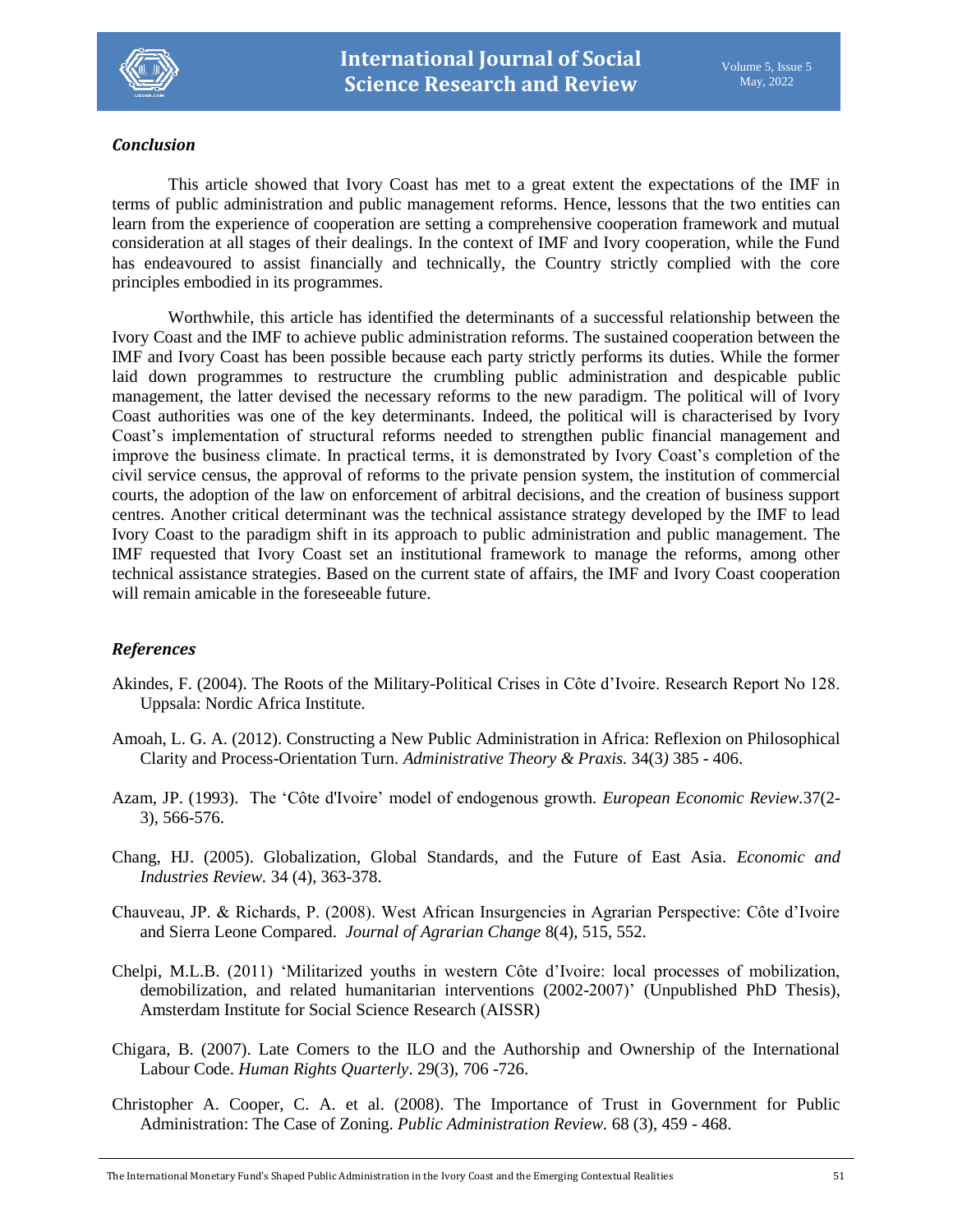### *Conclusion*

This article showed that Ivory Coast has met to a great extent the expectations of the IMF in terms of public administration and public management reforms. Hence, lessons that the two entities can learn from the experience of cooperation are setting a comprehensive cooperation framework and mutual consideration at all stages of their dealings. In the context of IMF and Ivory cooperation, while the Fund has endeavoured to assist financially and technically, the Country strictly complied with the core principles embodied in its programmes.

Worthwhile, this article has identified the determinants of a successful relationship between the Ivory Coast and the IMF to achieve public administration reforms. The sustained cooperation between the IMF and Ivory Coast has been possible because each party strictly performs its duties. While the former laid down programmes to restructure the crumbling public administration and despicable public management, the latter devised the necessary reforms to the new paradigm. The political will of Ivory Coast authorities was one of the key determinants. Indeed, the political will is characterised by Ivory Coast's implementation of structural reforms needed to strengthen public financial management and improve the business climate. In practical terms, it is demonstrated by Ivory Coast's completion of the civil service census, the approval of reforms to the private pension system, the institution of commercial courts, the adoption of the law on enforcement of arbitral decisions, and the creation of business support centres. Another critical determinant was the technical assistance strategy developed by the IMF to lead Ivory Coast to the paradigm shift in its approach to public administration and public management. The IMF requested that Ivory Coast set an institutional framework to manage the reforms, among other technical assistance strategies. Based on the current state of affairs, the IMF and Ivory Coast cooperation will remain amicable in the foreseeable future.

### *References*

Akindes, F. (2004). The Roots of the Military-Political Crises in Côte d'Ivoire. Research Report No 128. Uppsala: Nordic Africa Institute.

Amoah, L. G. A. (2012). Constructing a New Public Administration in Africa: Reflexion on Philosophical Clarity and Process-Orientation Turn. *Administrative Theory & Praxis.* 34(3*)* 385 - 406.

Azam, JP. (1993). The 'Côte d'Ivoire' model of endogenous growth. *European Economic Review*.37(2-3), 566-576.

Chang, HJ. (2005). Globalization, Global Standards, and the Future of East Asia. *Economic and Industries Review.* 34 (4), 363-378.

Chauveau, JP. & Richards, P. (2008). West African Insurgencies in Agrarian Perspective: Côte d'Ivoire and Sierra Leone Compared. *Journal of Agrarian Change* 8(4), 515, 552.

Chelpi, M.L.B. (2011) 'Militarized youths in western Côte d'Ivoire: local processes of mobilization, demobilization, and related humanitarian interventions (2002-2007)' (Unpublished PhD Thesis), Amsterdam Institute for Social Science Research (AISSR)

Chigara, B. (2007). Late Comers to the ILO and the Authorship and Ownership of the International Labour Code. *Human Rights Quarterly*. 29(3), 706 -726.

Christopher A. Cooper, C. A. et al. (2008). The Importance of Trust in Government for Public Administration: The Case of Zoning. *Public Administration Review.* 68 (3), 459 - 468.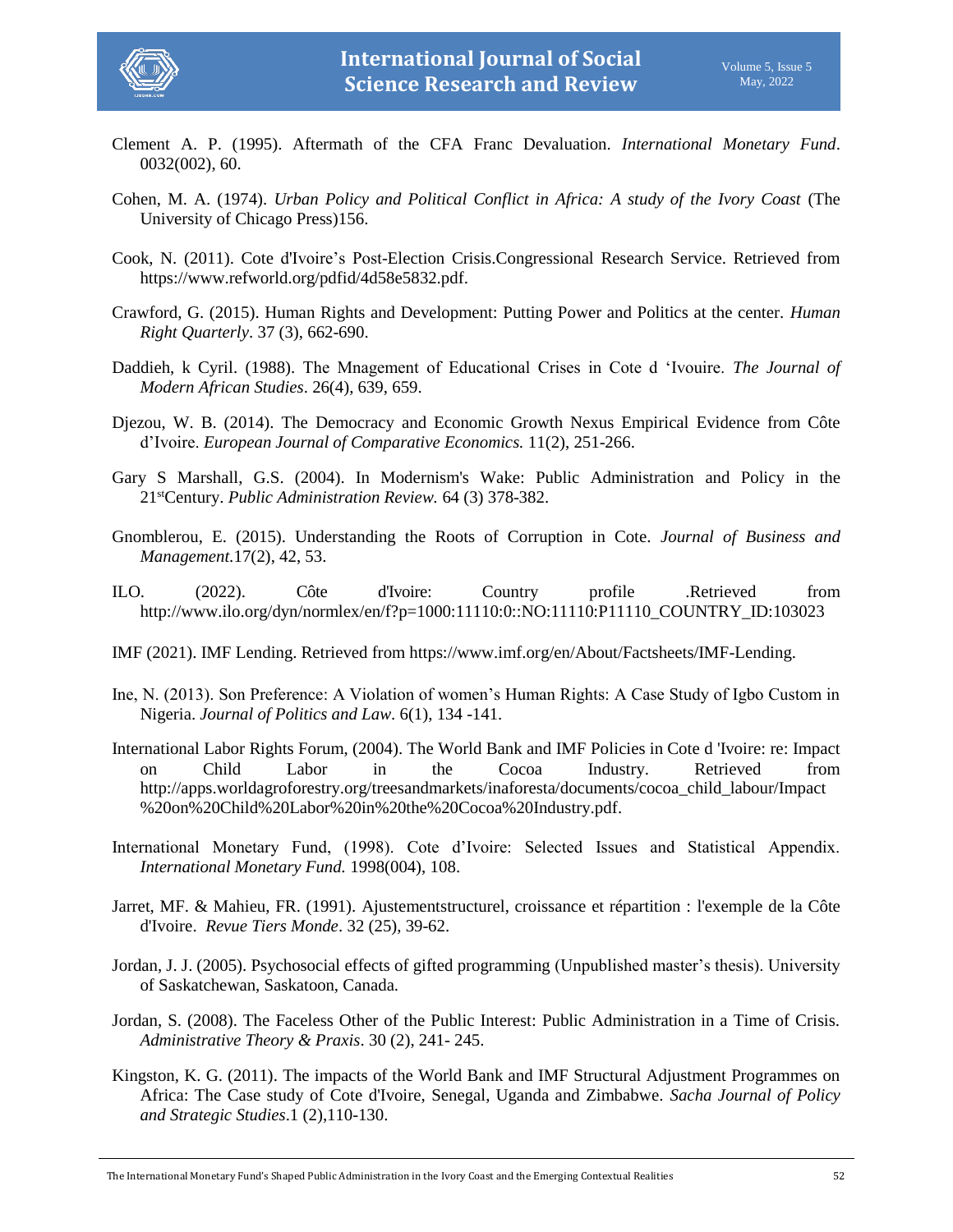Clement A. P. (1995). Aftermath of the CFA Franc Devaluation. *International Monetary Fund*. 0032(002), 60.

Cohen, M. A. (1974). *Urban Policy and Political Conflict in Africa: A study of the Ivory Coast* (The University of Chicago Press)156.

Cook, N. (2011). Cote d'Ivoire's Post-Election Crisis.Congressional Research Service. Retrieved from https://www.refworld.org/pdfid/4d58e5832.pdf.

Crawford, G. (2015). Human Rights and Development: Putting Power and Politics at the center. *Human Right Quarterly*. 37 (3), 662-690.

Daddieh, k Cyril. (1988). The Mnagement of Educational Crises in Cote d 'Ivouire. *The Journal of Modern African Studies*. 26(4), 639, 659.

Djezou, W. B. (2014). The Democracy and Economic Growth Nexus Empirical Evidence from Côte d'Ivoire. *European Journal of Comparative Economics.* 11(2), 251-266.

Gary S Marshall, G.S. (2004). In Modernism's Wake: Public Administration and Policy in the 21stCentury. *Public Administration Review.* 64 (3) 378-382.

Gnomblerou, E. (2015). Understanding the Roots of Corruption in Cote. *Journal of Business and Management.*17(2), 42, 53.

ILO. (2022). Côte d'Ivoire: Country profile .Retrieved from http://www.ilo.org/dyn/normlex/en/f?p=1000:11110:0::NO:11110:P11110_COUNTRY_ID:103023

IMF (2021). IMF Lending. Retrieved from https://www.imf.org/en/About/Factsheets/IMF-Lending.

Ine, N. (2013). Son Preference: A Violation of women's Human Rights: A Case Study of Igbo Custom in Nigeria. *Journal of Politics and Law*. 6(1), 134 -141.

International Labor Rights Forum, (2004). The World Bank and IMF Policies in Cote d 'Ivoire: re: Impact on Child Labor in the Cocoa Industry. Retrieved from http://apps.worldagroforestry.org/treesandmarkets/inaforesta/documents/cocoa_child_labour/Impact%20on%20Child%20Labor%20in%20the%20Cocoa%20Industry.pdf.

International Monetary Fund, (1998). Cote d'Ivoire: Selected Issues and Statistical Appendix. *International Monetary Fund.* 1998(004), 108.

Jarret, MF. & Mahieu, FR. (1991). Ajustementstructurel, croissance et répartition : l'exemple de la Côte d'Ivoire. *Revue Tiers Monde*. 32 (25), 39-62.

Jordan, J. J. (2005). Psychosocial effects of gifted programming (Unpublished master's thesis). University of Saskatchewan, Saskatoon, Canada.

Jordan, S. (2008). The Faceless Other of the Public Interest: Public Administration in a Time of Crisis. *Administrative Theory & Praxis*. 30 (2), 241- 245.

Kingston, K. G. (2011). The impacts of the World Bank and IMF Structural Adjustment Programmes on Africa: The Case study of Cote d'Ivoire, Senegal, Uganda and Zimbabwe. *Sacha Journal of Policy and Strategic Studies*.1 (2),110-130.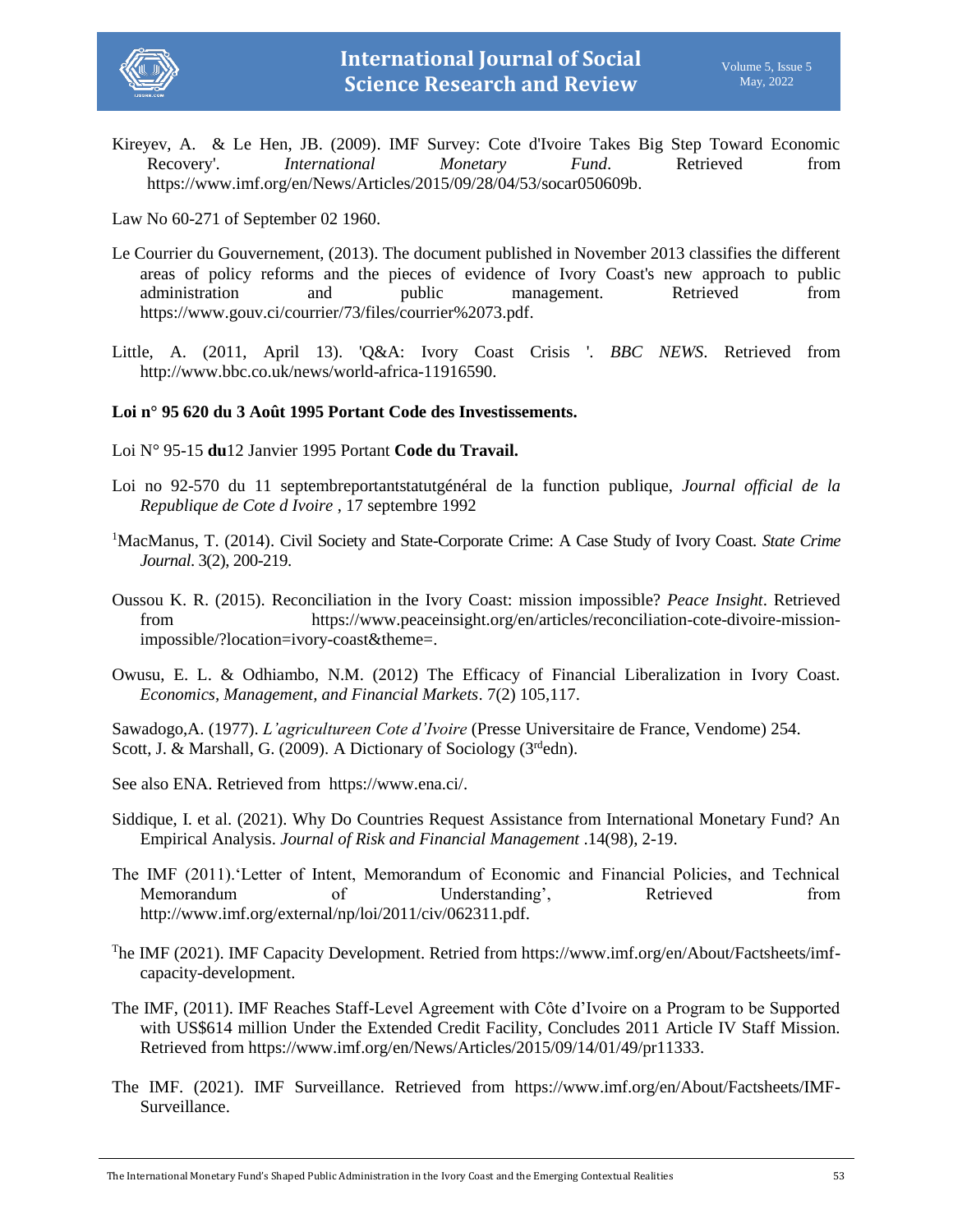Kireyev, A. & Le Hen, JB. (2009). IMF Survey: Cote d'Ivoire Takes Big Step Toward Economic Recovery'. *International Monetary Fund*. Retrieved from https://www.imf.org/en/News/Articles/2015/09/28/04/53/socar050609b.

Law No 60-271 of September 02 1960.

Le Courrier du Gouvernement, (2013). The document published in November 2013 classifies the different areas of policy reforms and the pieces of evidence of Ivory Coast's new approach to public administration and public management. Retrieved from https://www.gouv.ci/courrier/73/files/courrier%2073.pdf.

Little, A. (2011, April 13). 'Q&A: Ivory Coast Crisis '. *BBC NEWS*. Retrieved from http://www.bbc.co.uk/news/world-africa-11916590.

**Loi n° 95 620 du 3 Août 1995 Portant Code des Investissements.**

Loi N° 95-15 **du**12 Janvier 1995 Portant **Code du Travail.**

Loi no 92-570 du 11 septembreportantstatutgénéral de la function publique, *Journal official de la Republique de Cote d Ivoire* , 17 septembre 1992

[1]MacManus, T. (2014). Civil Society and State-Corporate Crime: A Case Study of Ivory Coast. *State Crime Journal*. 3(2), 200-219.

Oussou K. R. (2015). Reconciliation in the Ivory Coast: mission impossible? *Peace Insight*. Retrieved from https://www.peaceinsight.org/en/articles/reconciliation-cote-divoire-mission-impossible/?location=ivory-coast&theme=.

Owusu, E. L. & Odhiambo, N.M. (2012) The Efficacy of Financial Liberalization in Ivory Coast. *Economics, Management, and Financial Markets*. 7(2) 105,117.

Sawadogo,A. (1977). *L'agricultureen Cote d'Ivoire* (Presse Universitaire de France, Vendome) 254.

Scott, J. & Marshall, G. (2009). A Dictionary of Sociology (3rdedn).

See also ENA. Retrieved from https://www.ena.ci/.

Siddique, I. et al. (2021). Why Do Countries Request Assistance from International Monetary Fund? An Empirical Analysis. *Journal of Risk and Financial Management* .14(98), 2-19.

The IMF (2011).'Letter of Intent, Memorandum of Economic and Financial Policies, and Technical Memorandum of Understanding', Retrieved from http://www.imf.org/external/np/loi/2011/civ/062311.pdf.

The IMF (2021). IMF Capacity Development. Retried from https://www.imf.org/en/About/Factsheets/imf-capacity-development.

The IMF, (2011). IMF Reaches Staff-Level Agreement with Côte d'Ivoire on a Program to be Supported with US$614 million Under the Extended Credit Facility, Concludes 2011 Article IV Staff Mission. Retrieved from https://www.imf.org/en/News/Articles/2015/09/14/01/49/pr11333.

The IMF. (2021). IMF Surveillance. Retrieved from https://www.imf.org/en/About/Factsheets/IMF-Surveillance.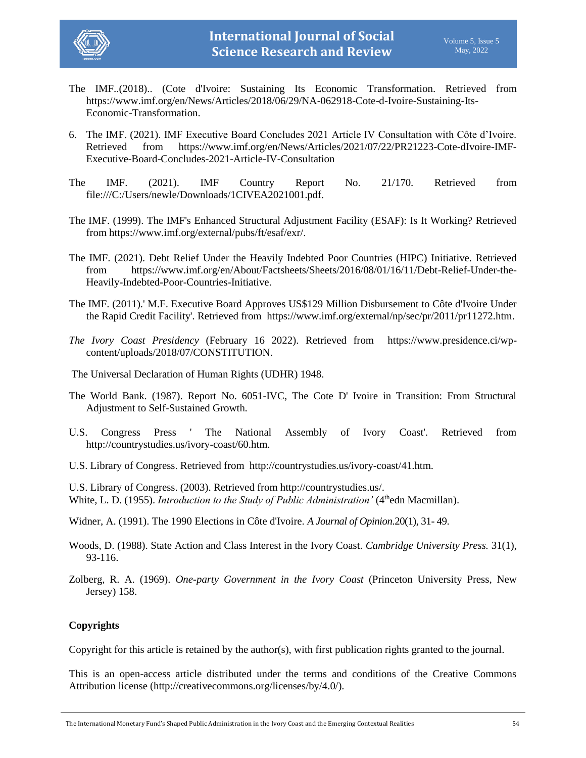The IMF..(2018).. (Cote d'Ivoire: Sustaining Its Economic Transformation. Retrieved from https://www.imf.org/en/News/Articles/2018/06/29/NA-062918-Cote-d-Ivoire-Sustaining-Its-Economic-Transformation.

6. The IMF. (2021). IMF Executive Board Concludes 2021 Article IV Consultation with Côte d'Ivoire. Retrieved from https://www.imf.org/en/News/Articles/2021/07/22/PR21223-Cote-dIvoire-IMF-Executive-Board-Concludes-2021-Article-IV-Consultation

The IMF. (2021). IMF Country Report No. 21/170. Retrieved from file:///C:/Users/newle/Downloads/1CIVEA2021001.pdf.

The IMF. (1999). The IMF's Enhanced Structural Adjustment Facility (ESAF): Is It Working? Retrieved from https://www.imf.org/external/pubs/ft/esaf/exr/.

The IMF. (2021). Debt Relief Under the Heavily Indebted Poor Countries (HIPC) Initiative. Retrieved from https://www.imf.org/en/About/Factsheets/Sheets/2016/08/01/16/11/Debt-Relief-Under-the-Heavily-Indebted-Poor-Countries-Initiative.

The IMF. (2011).' M.F. Executive Board Approves US$129 Million Disbursement to Côte d'Ivoire Under the Rapid Credit Facility'. Retrieved from https://www.imf.org/external/np/sec/pr/2011/pr11272.htm.

*The Ivory Coast Presidency* (February 16 2022). Retrieved from https://www.presidence.ci/wp-content/uploads/2018/07/CONSTITUTION.

The Universal Declaration of Human Rights (UDHR) 1948.

The World Bank. (1987). Report No. 6051-IVC, The Cote D' Ivoire in Transition: From Structural Adjustment to Self-Sustained Growth.

U.S. Congress Press ' The National Assembly of Ivory Coast'. Retrieved from http://countrystudies.us/ivory-coast/60.htm.

U.S. Library of Congress. Retrieved from http://countrystudies.us/ivory-coast/41.htm.

U.S. Library of Congress. (2003). Retrieved from http://countrystudies.us/.
White, L. D. (1955). *Introduction to the Study of Public Administration'* (4th edn Macmillan).

Widner, A. (1991). The 1990 Elections in Côte d'Ivoire. *A Journal of Opinion.*20(1), 31- 49.

Woods, D. (1988). State Action and Class Interest in the Ivory Coast. *Cambridge University Press.* 31(1), 93-116.

Zolberg, R. A. (1969). *One-party Government in the Ivory Coast* (Princeton University Press, New Jersey) 158.

**Copyrights**

Copyright for this article is retained by the author(s), with first publication rights granted to the journal.

This is an open-access article distributed under the terms and conditions of the Creative Commons Attribution license (http://creativecommons.org/licenses/by/4.0/).